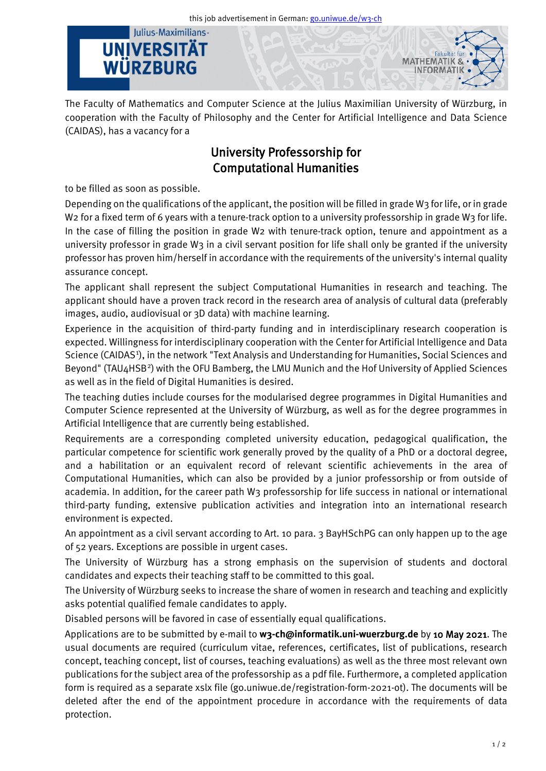this job advertisement in German: go.uniwue.de/w3-ch

Julius-Maximilians-
UNIVERSITÄT WÜRZBURG

Fakultät für MATHEMATIK & INFORMATIK

The Faculty of Mathematics and Computer Science at the Julius Maximilian University of Würzburg, in cooperation with the Faculty of Philosophy and the Center for Artificial Intelligence and Data Science (CAIDAS), has a vacancy for a

# University Professorship for Computational Humanities

to be filled as soon as possible.

Depending on the qualifications of the applicant, the position will be filled in grade W3 for life, or in grade W2 for a fixed term of 6 years with a tenure-track option to a university professorship in grade W3 for life. In the case of filling the position in grade W2 with tenure-track option, tenure and appointment as a university professor in grade W3 in a civil servant position for life shall only be granted if the university professor has proven him/herself in accordance with the requirements of the university's internal quality assurance concept.

The applicant shall represent the subject Computational Humanities in research and teaching. The applicant should have a proven track record in the research area of analysis of cultural data (preferably images, audio, audiovisual or 3D data) with machine learning.

Experience in the acquisition of third-party funding and in interdisciplinary research cooperation is expected. Willingness for interdisciplinary cooperation with the Center for Artificial Intelligence and Data Science (CAIDAS[1]), in the network "Text Analysis and Understanding for Humanities, Social Sciences and Beyond" (TAU4HSB[2]) with the OFU Bamberg, the LMU Munich and the Hof University of Applied Sciences as well as in the field of Digital Humanities is desired.

The teaching duties include courses for the modularised degree programmes in Digital Humanities and Computer Science represented at the University of Würzburg, as well as for the degree programmes in Artificial Intelligence that are currently being established.

Requirements are a corresponding completed university education, pedagogical qualification, the particular competence for scientific work generally proved by the quality of a PhD or a doctoral degree, and a habilitation or an equivalent record of relevant scientific achievements in the area of Computational Humanities, which can also be provided by a junior professorship or from outside of academia. In addition, for the career path W3 professorship for life success in national or international third-party funding, extensive publication activities and integration into an international research environment is expected.

An appointment as a civil servant according to Art. 10 para. 3 BayHSchPG can only happen up to the age of 52 years. Exceptions are possible in urgent cases.

The University of Würzburg has a strong emphasis on the supervision of students and doctoral candidates and expects their teaching staff to be committed to this goal.

The University of Würzburg seeks to increase the share of women in research and teaching and explicitly asks potential qualified female candidates to apply.

Disabled persons will be favored in case of essentially equal qualifications.

Applications are to be submitted by e-mail to **w3-ch@informatik.uni-wuerzburg.de** by **10 May 2021**. The usual documents are required (curriculum vitae, references, certificates, list of publications, research concept, teaching concept, list of courses, teaching evaluations) as well as the three most relevant own publications for the subject area of the professorship as a pdf file. Furthermore, a completed application form is required as a separate xslx file (go.uniwue.de/registration-form-2021-ot). The documents will be deleted after the end of the appointment procedure in accordance with the requirements of data protection.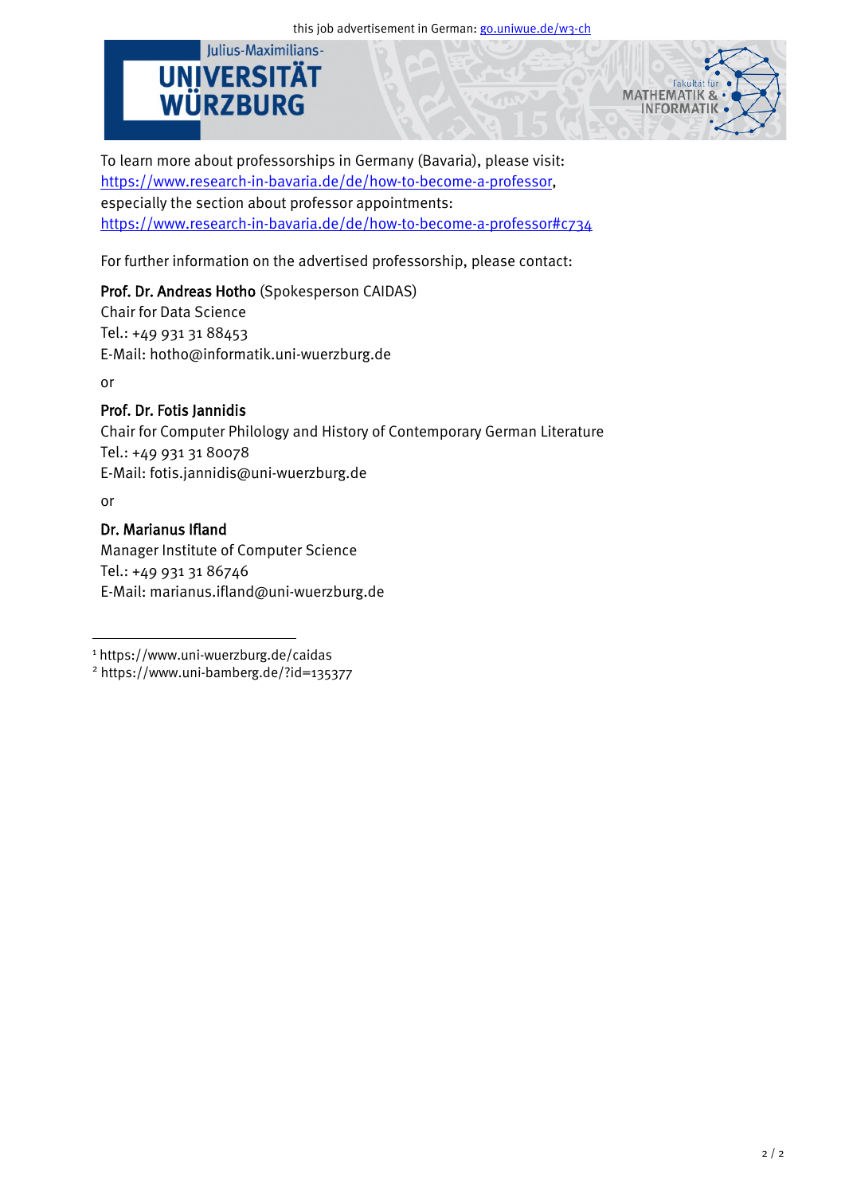this job advertisement in German: go.uniwue.de/w3-ch

To learn more about professorships in Germany (Bavaria), please visit:
https://www.research-in-bavaria.de/de/how-to-become-a-professor,
especially the section about professor appointments:
https://www.research-in-bavaria.de/de/how-to-become-a-professor#c734

For further information on the advertised professorship, please contact:

**Prof. Dr. Andreas Hotho** (Spokesperson CAIDAS)
Chair for Data Science
Tel.: +49 931 31 88453
E-Mail: hotho@informatik.uni-wuerzburg.de

or

**Prof. Dr. Fotis Jannidis**
Chair for Computer Philology and History of Contemporary German Literature
Tel.: +49 931 31 80078
E-Mail: fotis.jannidis@uni-wuerzburg.de

or

**Dr. Marianus Ifland**
Manager Institute of Computer Science
Tel.: +49 931 31 86746
E-Mail: marianus.ifland@uni-wuerzburg.de

---

[1] https://www.uni-wuerzburg.de/caidas
[2] https://www.uni-bamberg.de/?id=135377